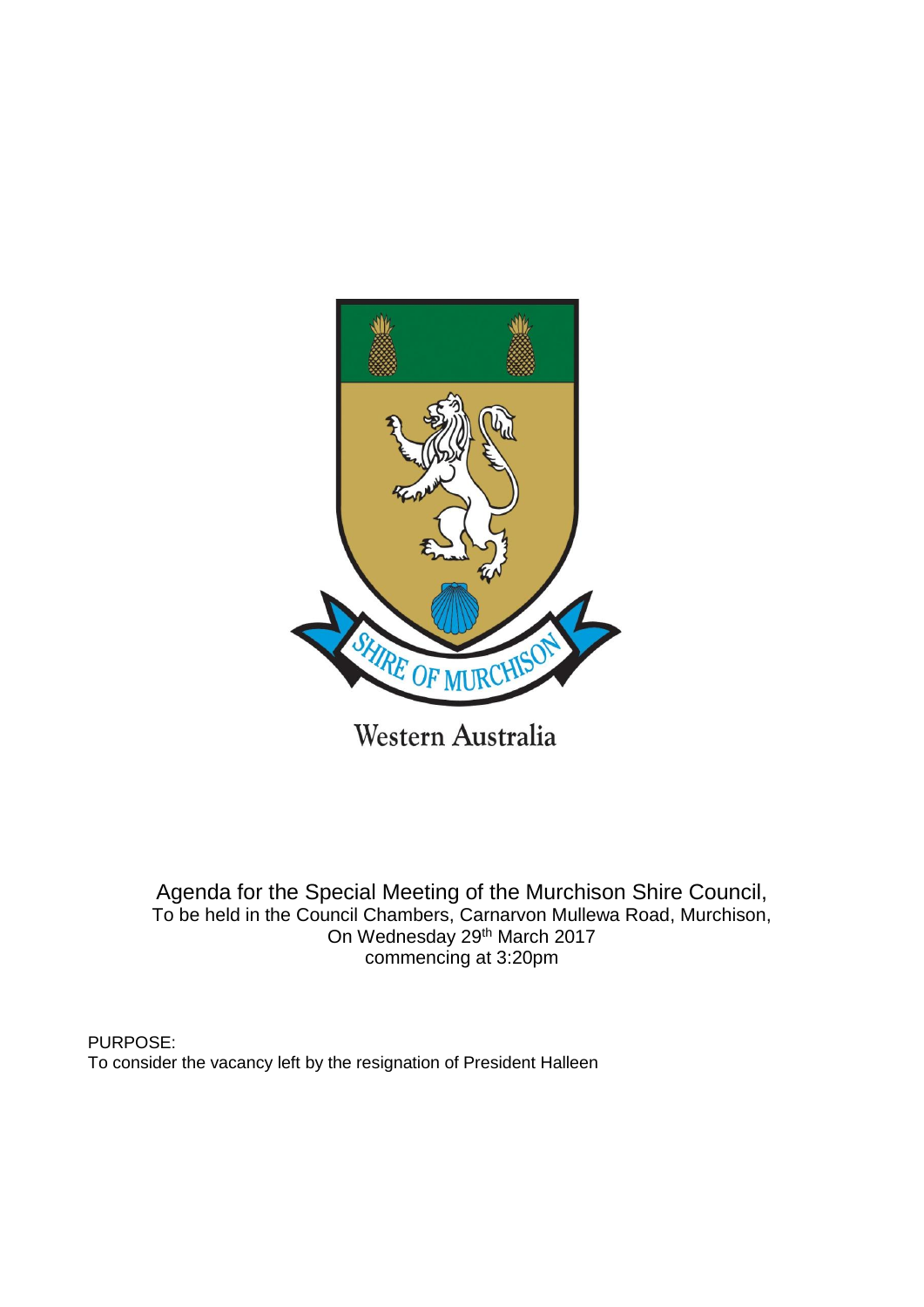SHIRE OF MURCHISON

Western Australia

Agenda for the Special Meeting of the Murchison Shire Council,
To be held in the Council Chambers, Carnarvon Mullewa Road, Murchison,
On Wednesday 29th March 2017
commencing at 3:20pm

PURPOSE:
To consider the vacancy left by the resignation of President Halleen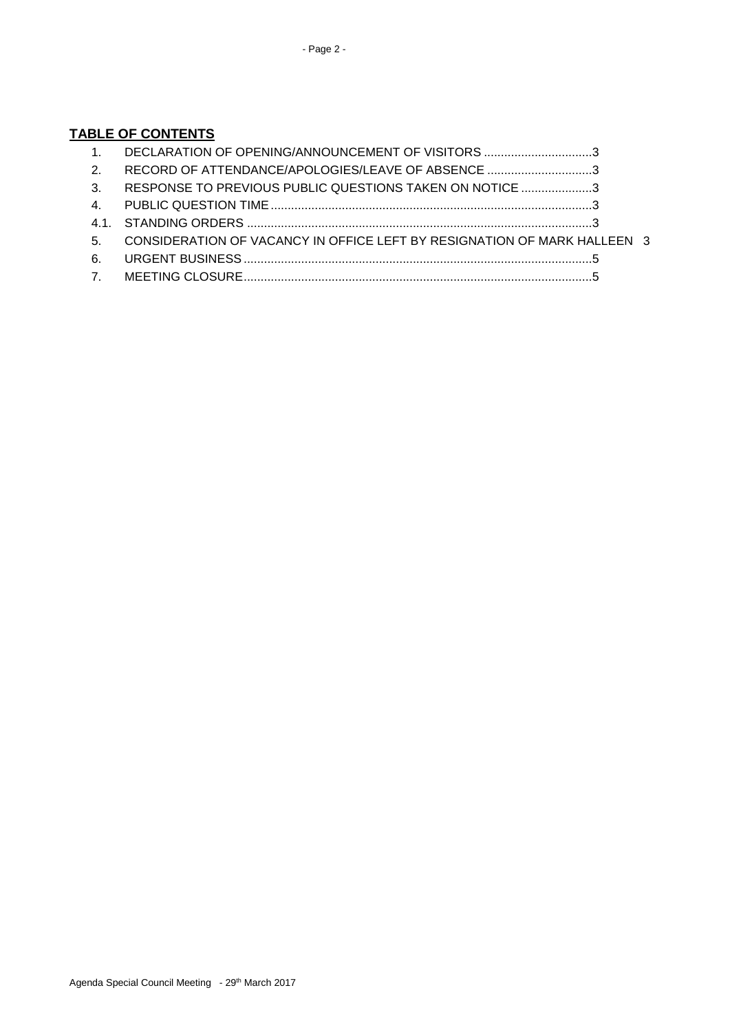**TABLE OF CONTENTS**

1. DECLARATION OF OPENING/ANNOUNCEMENT OF VISITORS ................................3
2. RECORD OF ATTENDANCE/APOLOGIES/LEAVE OF ABSENCE ...............................3
3. RESPONSE TO PREVIOUS PUBLIC QUESTIONS TAKEN ON NOTICE .....................3
4. PUBLIC QUESTION TIME ..............................................................................................3

4.1. STANDING ORDERS .....................................................................................................3

5. CONSIDERATION OF VACANCY IN OFFICE LEFT BY RESIGNATION OF MARK HALLEEN 3
6. URGENT BUSINESS .......................................................................................................5
7. MEETING CLOSURE.......................................................................................................5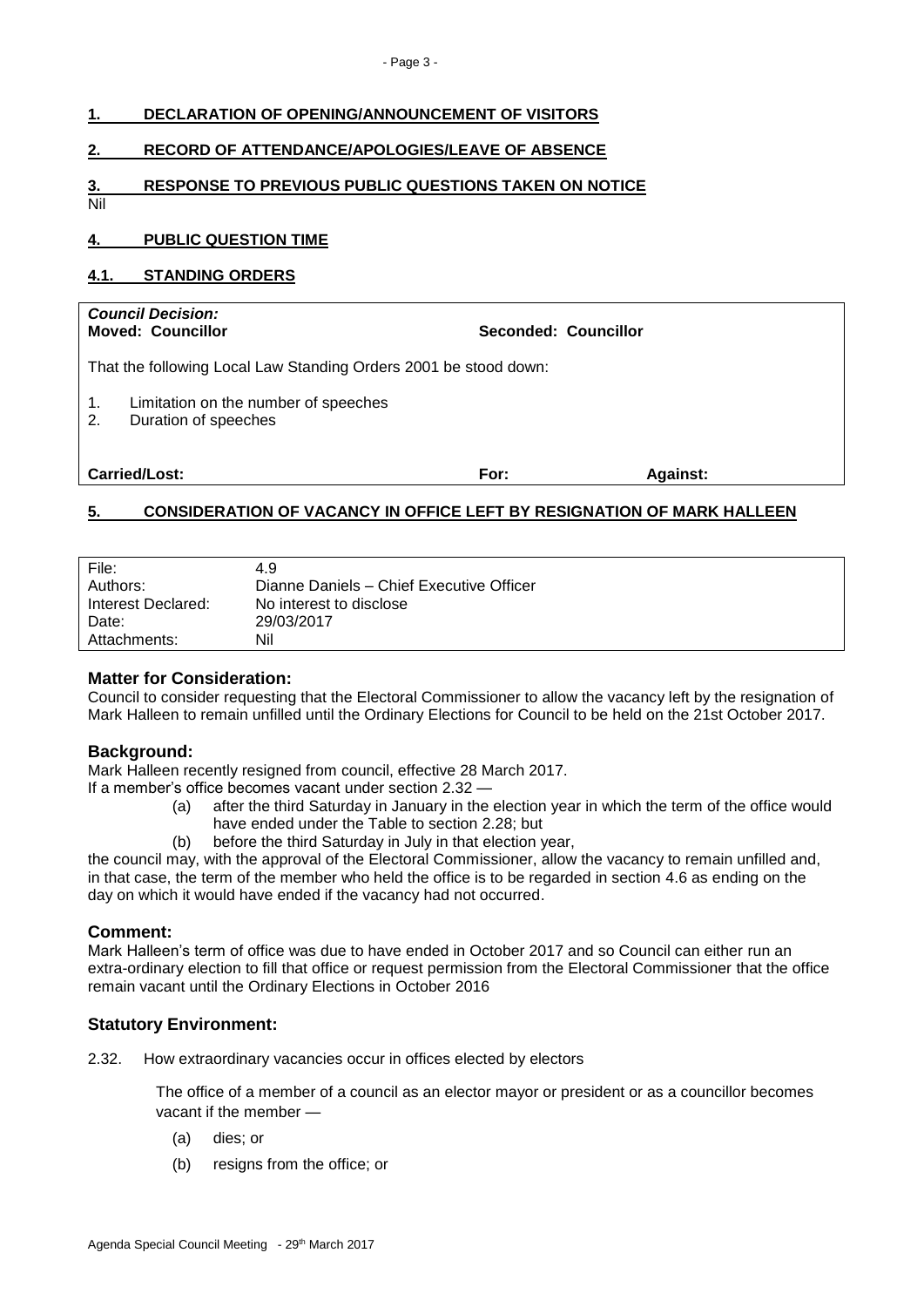## 1. DECLARATION OF OPENING/ANNOUNCEMENT OF VISITORS

## 2. RECORD OF ATTENDANCE/APOLOGIES/LEAVE OF ABSENCE

## 3. RESPONSE TO PREVIOUS PUBLIC QUESTIONS TAKEN ON NOTICE

Nil

## 4. PUBLIC QUESTION TIME

### 4.1. STANDING ORDERS

***Council Decision:***
**Moved: Councillor** **Seconded: Councillor**

That the following Local Law Standing Orders 2001 be stood down:

1. Limitation on the number of speeches
2. Duration of speeches

**Carried/Lost:** **For:** **Against:**

## 5. CONSIDERATION OF VACANCY IN OFFICE LEFT BY RESIGNATION OF MARK HALLEEN

| | |
|---|---|
| File: | 4.9 |
| Authors: | Dianne Daniels – Chief Executive Officer |
| Interest Declared: | No interest to disclose |
| Date: | 29/03/2017 |
| Attachments: | Nil |

### Matter for Consideration:

Council to consider requesting that the Electoral Commissioner to allow the vacancy left by the resignation of Mark Halleen to remain unfilled until the Ordinary Elections for Council to be held on the 21st October 2017.

### Background:

Mark Halleen recently resigned from council, effective 28 March 2017.
If a member's office becomes vacant under section 2.32 —

(a) after the third Saturday in January in the election year in which the term of the office would have ended under the Table to section 2.28; but
(b) before the third Saturday in July in that election year,

the council may, with the approval of the Electoral Commissioner, allow the vacancy to remain unfilled and, in that case, the term of the member who held the office is to be regarded in section 4.6 as ending on the day on which it would have ended if the vacancy had not occurred.

### Comment:

Mark Halleen's term of office was due to have ended in October 2017 and so Council can either run an extra-ordinary election to fill that office or request permission from the Electoral Commissioner that the office remain vacant until the Ordinary Elections in October 2016

### Statutory Environment:

2.32. How extraordinary vacancies occur in offices elected by electors

The office of a member of a council as an elector mayor or president or as a councillor becomes vacant if the member —

(a) dies; or
(b) resigns from the office; or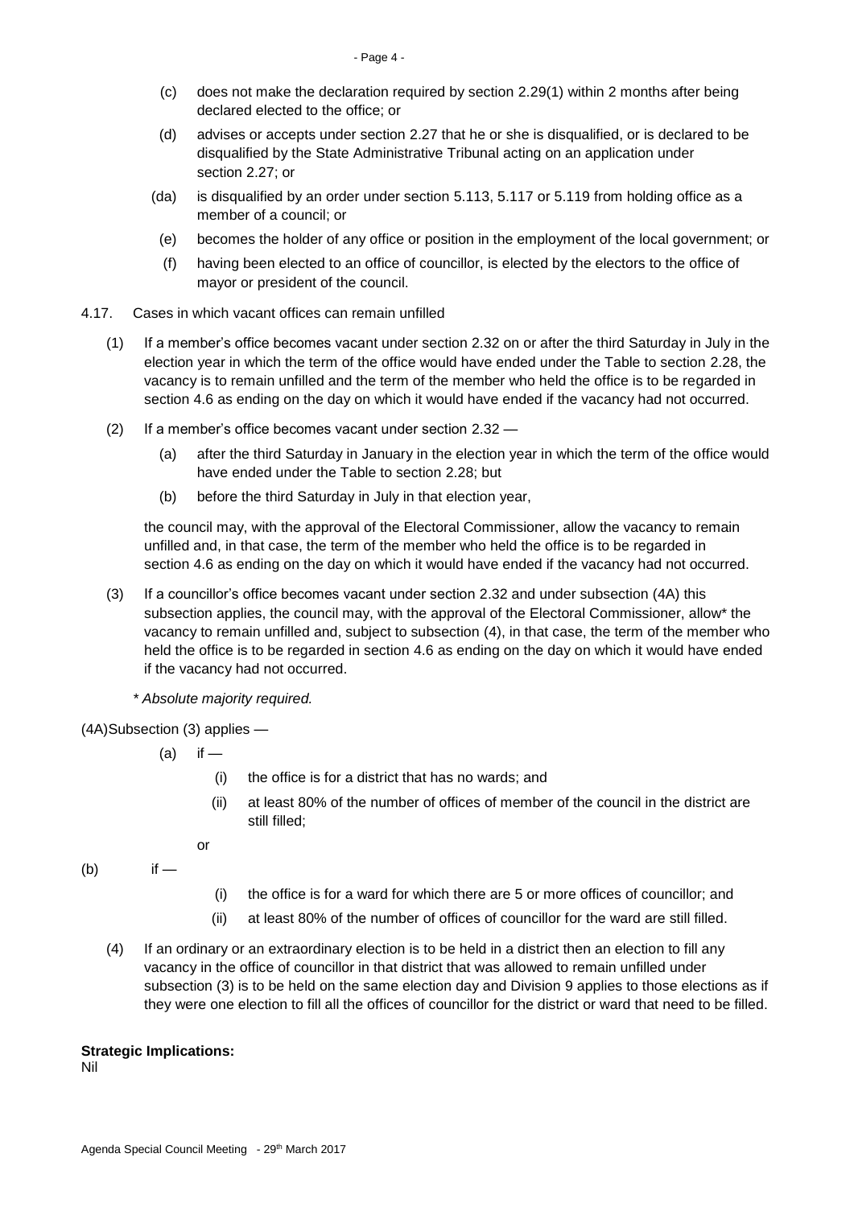(c) does not make the declaration required by section 2.29(1) within 2 months after being declared elected to the office; or

(d) advises or accepts under section 2.27 that he or she is disqualified, or is declared to be disqualified by the State Administrative Tribunal acting on an application under section 2.27; or

(da) is disqualified by an order under section 5.113, 5.117 or 5.119 from holding office as a member of a council; or

(e) becomes the holder of any office or position in the employment of the local government; or

(f) having been elected to an office of councillor, is elected by the electors to the office of mayor or president of the council.

4.17. Cases in which vacant offices can remain unfilled

(1) If a member's office becomes vacant under section 2.32 on or after the third Saturday in July in the election year in which the term of the office would have ended under the Table to section 2.28, the vacancy is to remain unfilled and the term of the member who held the office is to be regarded in section 4.6 as ending on the day on which it would have ended if the vacancy had not occurred.

(2) If a member's office becomes vacant under section 2.32 —

(a) after the third Saturday in January in the election year in which the term of the office would have ended under the Table to section 2.28; but

(b) before the third Saturday in July in that election year,

the council may, with the approval of the Electoral Commissioner, allow the vacancy to remain unfilled and, in that case, the term of the member who held the office is to be regarded in section 4.6 as ending on the day on which it would have ended if the vacancy had not occurred.

(3) If a councillor's office becomes vacant under section 2.32 and under subsection (4A) this subsection applies, the council may, with the approval of the Electoral Commissioner, allow* the vacancy to remain unfilled and, subject to subsection (4), in that case, the term of the member who held the office is to be regarded in section 4.6 as ending on the day on which it would have ended if the vacancy had not occurred.

*\* Absolute majority required.*

(4A) Subsection (3) applies —

(a) if —

(i) the office is for a district that has no wards; and

(ii) at least 80% of the number of offices of member of the council in the district are still filled;

or

(b) if —

(i) the office is for a ward for which there are 5 or more offices of councillor; and

(ii) at least 80% of the number of offices of councillor for the ward are still filled.

(4) If an ordinary or an extraordinary election is to be held in a district then an election to fill any vacancy in the office of councillor in that district that was allowed to remain unfilled under subsection (3) is to be held on the same election day and Division 9 applies to those elections as if they were one election to fill all the offices of councillor for the district or ward that need to be filled.

**Strategic Implications:**

Nil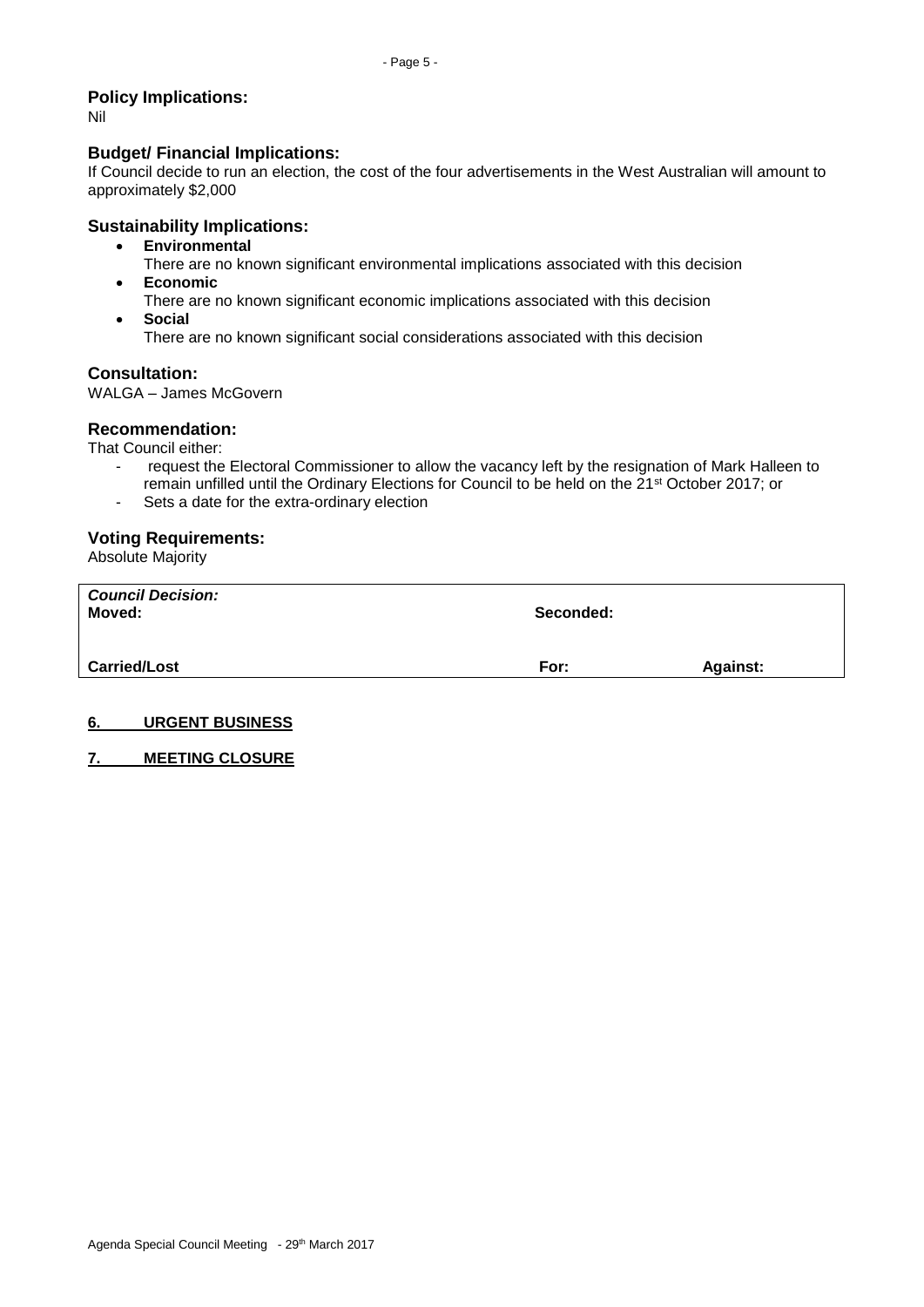### Policy Implications:

Nil

### Budget/ Financial Implications:

If Council decide to run an election, the cost of the four advertisements in the West Australian will amount to approximately $2,000

### Sustainability Implications:

- **Environmental**
  There are no known significant environmental implications associated with this decision
- **Economic**
  There are no known significant economic implications associated with this decision
- **Social**
  There are no known significant social considerations associated with this decision

### Consultation:

WALGA – James McGovern

### Recommendation:

That Council either:

- request the Electoral Commissioner to allow the vacancy left by the resignation of Mark Halleen to remain unfilled until the Ordinary Elections for Council to be held on the 21st October 2017; or
- Sets a date for the extra-ordinary election

### Voting Requirements:

Absolute Majority

| | | |
|---|---|---|
| ***Council Decision:*** **Moved:** | **Seconded:** | |
| **Carried/Lost** | **For:** | **Against:** |

## 6. URGENT BUSINESS

## 7. MEETING CLOSURE